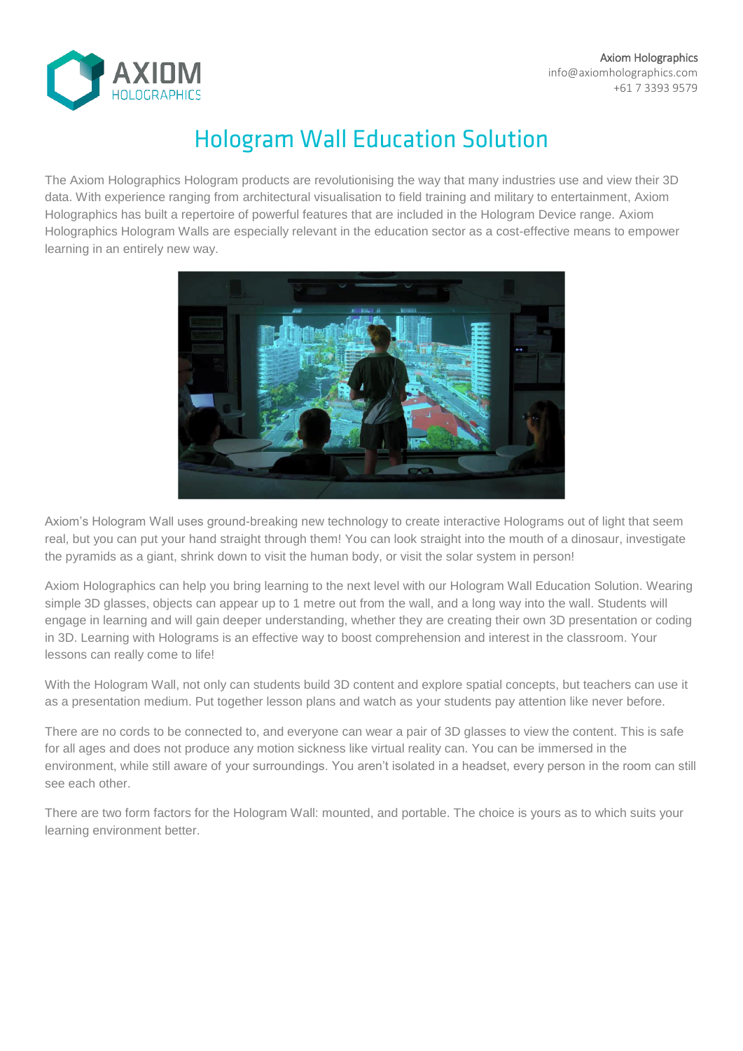Axiom Holographics
info@axiomholographics.com
+61 7 3393 9579

# Hologram Wall Education Solution

The Axiom Holographics Hologram products are revolutionising the way that many industries use and view their 3D data. With experience ranging from architectural visualisation to field training and military to entertainment, Axiom Holographics has built a repertoire of powerful features that are included in the Hologram Device range. Axiom Holographics Hologram Walls are especially relevant in the education sector as a cost-effective means to empower learning in an entirely new way.

Axiom's Hologram Wall uses ground-breaking new technology to create interactive Holograms out of light that seem real, but you can put your hand straight through them! You can look straight into the mouth of a dinosaur, investigate the pyramids as a giant, shrink down to visit the human body, or visit the solar system in person!

Axiom Holographics can help you bring learning to the next level with our Hologram Wall Education Solution. Wearing simple 3D glasses, objects can appear up to 1 metre out from the wall, and a long way into the wall. Students will engage in learning and will gain deeper understanding, whether they are creating their own 3D presentation or coding in 3D. Learning with Holograms is an effective way to boost comprehension and interest in the classroom. Your lessons can really come to life!

With the Hologram Wall, not only can students build 3D content and explore spatial concepts, but teachers can use it as a presentation medium. Put together lesson plans and watch as your students pay attention like never before.

There are no cords to be connected to, and everyone can wear a pair of 3D glasses to view the content. This is safe for all ages and does not produce any motion sickness like virtual reality can. You can be immersed in the environment, while still aware of your surroundings. You aren't isolated in a headset, every person in the room can still see each other.

There are two form factors for the Hologram Wall: mounted, and portable. The choice is yours as to which suits your learning environment better.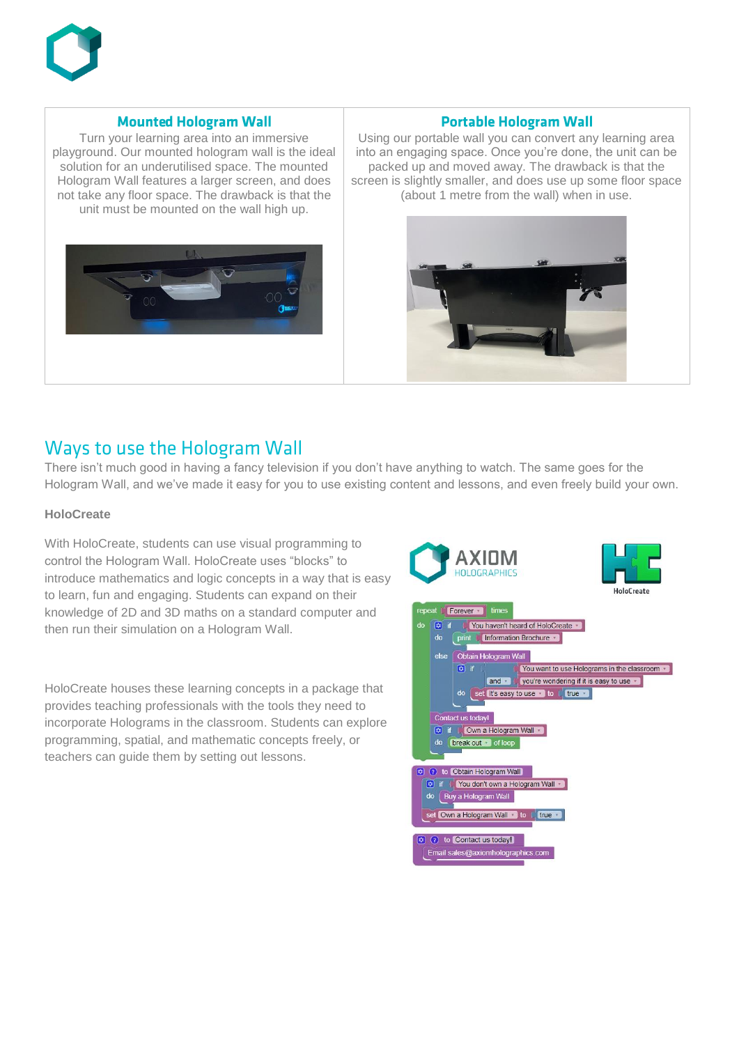| Mounted Hologram Wall | Portable Hologram Wall |
| --- | --- |
| Turn your learning area into an immersive playground. Our mounted hologram wall is the ideal solution for an underutilised space. The mounted Hologram Wall features a larger screen, and does not take any floor space. The drawback is that the unit must be mounted on the wall high up. | Using our portable wall you can convert any learning area into an engaging space. Once you're done, the unit can be packed up and moved away. The drawback is that the screen is slightly smaller, and does use up some floor space (about 1 metre from the wall) when in use. |

## Ways to use the Hologram Wall

There isn't much good in having a fancy television if you don't have anything to watch. The same goes for the Hologram Wall, and we've made it easy for you to use existing content and lessons, and even freely build your own.

**HoloCreate**

With HoloCreate, students can use visual programming to control the Hologram Wall. HoloCreate uses "blocks" to introduce mathematics and logic concepts in a way that is easy to learn, fun and engaging. Students can expand on their knowledge of 2D and 3D maths on a standard computer and then run their simulation on a Hologram Wall.

HoloCreate houses these learning concepts in a package that provides teaching professionals with the tools they need to incorporate Holograms in the classroom. Students can explore programming, spatial, and mathematic concepts freely, or teachers can guide them by setting out lessons.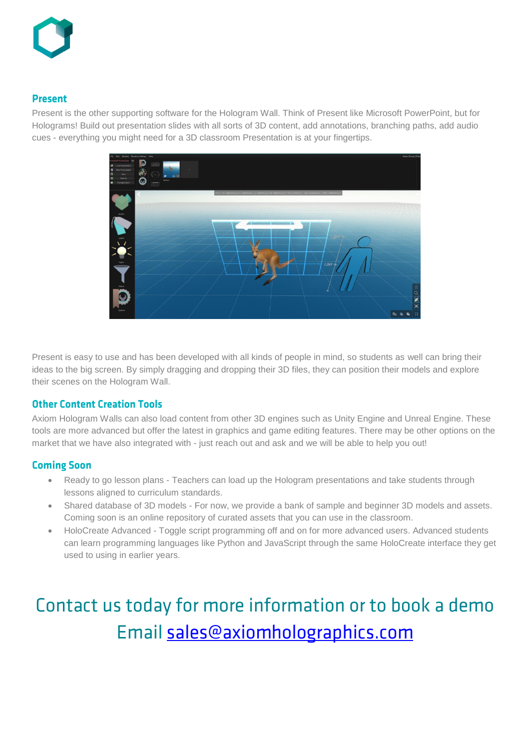## Present

Present is the other supporting software for the Hologram Wall. Think of Present like Microsoft PowerPoint, but for Holograms! Build out presentation slides with all sorts of 3D content, add annotations, branching paths, add audio cues - everything you might need for a 3D classroom Presentation is at your fingertips.

Present is easy to use and has been developed with all kinds of people in mind, so students as well can bring their ideas to the big screen. By simply dragging and dropping their 3D files, they can position their models and explore their scenes on the Hologram Wall.

## Other Content Creation Tools

Axiom Hologram Walls can also load content from other 3D engines such as Unity Engine and Unreal Engine. These tools are more advanced but offer the latest in graphics and game editing features. There may be other options on the market that we have also integrated with - just reach out and ask and we will be able to help you out!

## Coming Soon

- Ready to go lesson plans - Teachers can load up the Hologram presentations and take students through lessons aligned to curriculum standards.
- Shared database of 3D models - For now, we provide a bank of sample and beginner 3D models and assets. Coming soon is an online repository of curated assets that you can use in the classroom.
- HoloCreate Advanced - Toggle script programming off and on for more advanced users. Advanced students can learn programming languages like Python and JavaScript through the same HoloCreate interface they get used to using in earlier years.

# Contact us today for more information or to book a demo

# Email sales@axiomholographics.com